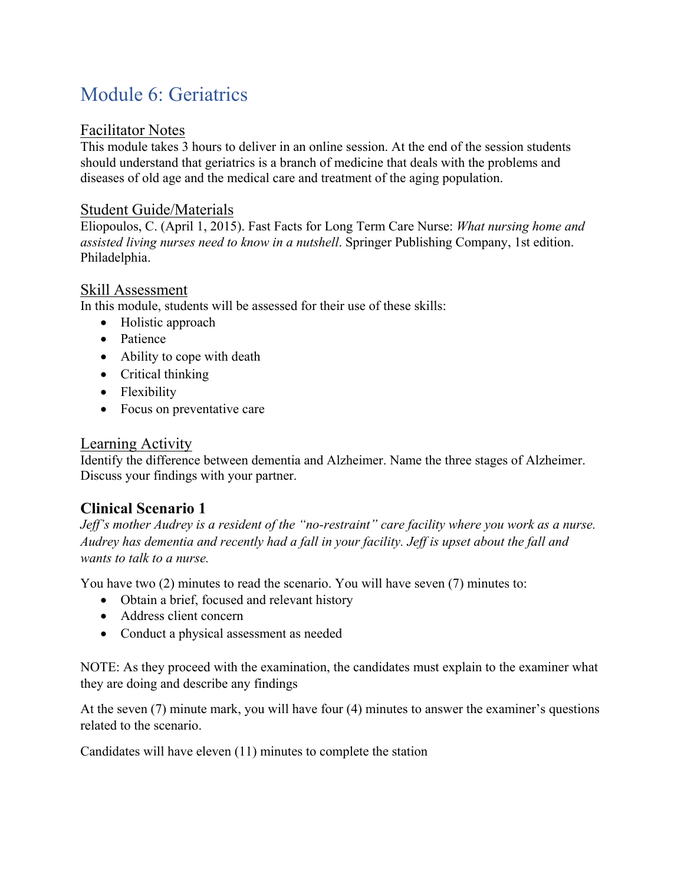# Module 6: Geriatrics

## Facilitator Notes

This module takes 3 hours to deliver in an online session. At the end of the session students should understand that geriatrics is a branch of medicine that deals with the problems and diseases of old age and the medical care and treatment of the aging population.

## Student Guide/Materials

Eliopoulos, C. (April 1, 2015). Fast Facts for Long Term Care Nurse: *What nursing home and assisted living nurses need to know in a nutshell*. Springer Publishing Company, 1st edition. Philadelphia.

## Skill Assessment

In this module, students will be assessed for their use of these skills:

- Holistic approach
- Patience
- Ability to cope with death
- Critical thinking
- Flexibility
- Focus on preventative care

## Learning Activity

Identify the difference between dementia and Alzheimer. Name the three stages of Alzheimer. Discuss your findings with your partner.

### Clinical Scenario 1

*Jeff's mother Audrey is a resident of the "no-restraint" care facility where you work as a nurse. Audrey has dementia and recently had a fall in your facility. Jeff is upset about the fall and wants to talk to a nurse.*

You have two (2) minutes to read the scenario. You will have seven (7) minutes to:

- Obtain a brief, focused and relevant history
- Address client concern
- Conduct a physical assessment as needed

NOTE: As they proceed with the examination, the candidates must explain to the examiner what they are doing and describe any findings

At the seven (7) minute mark, you will have four (4) minutes to answer the examiner's questions related to the scenario.

Candidates will have eleven (11) minutes to complete the station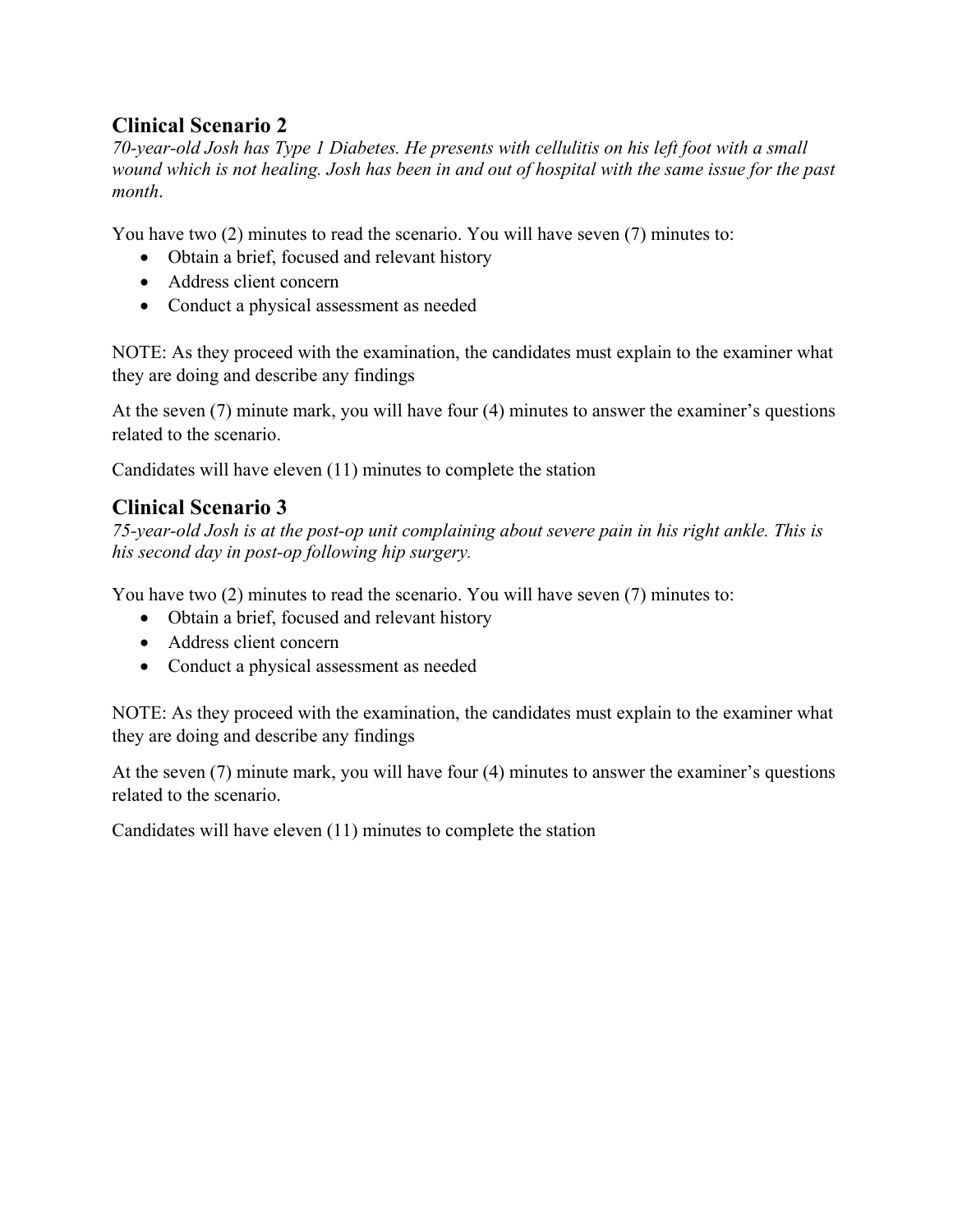## Clinical Scenario 2

*70-year-old Josh has Type 1 Diabetes. He presents with cellulitis on his left foot with a small wound which is not healing. Josh has been in and out of hospital with the same issue for the past month*.

You have two (2) minutes to read the scenario. You will have seven (7) minutes to:

- Obtain a brief, focused and relevant history
- Address client concern
- Conduct a physical assessment as needed

NOTE: As they proceed with the examination, the candidates must explain to the examiner what they are doing and describe any findings

At the seven (7) minute mark, you will have four (4) minutes to answer the examiner's questions related to the scenario.

Candidates will have eleven (11) minutes to complete the station

## Clinical Scenario 3

*75-year-old Josh is at the post-op unit complaining about severe pain in his right ankle. This is his second day in post-op following hip surgery.*

You have two (2) minutes to read the scenario. You will have seven (7) minutes to:

- Obtain a brief, focused and relevant history
- Address client concern
- Conduct a physical assessment as needed

NOTE: As they proceed with the examination, the candidates must explain to the examiner what they are doing and describe any findings

At the seven (7) minute mark, you will have four (4) minutes to answer the examiner's questions related to the scenario.

Candidates will have eleven (11) minutes to complete the station